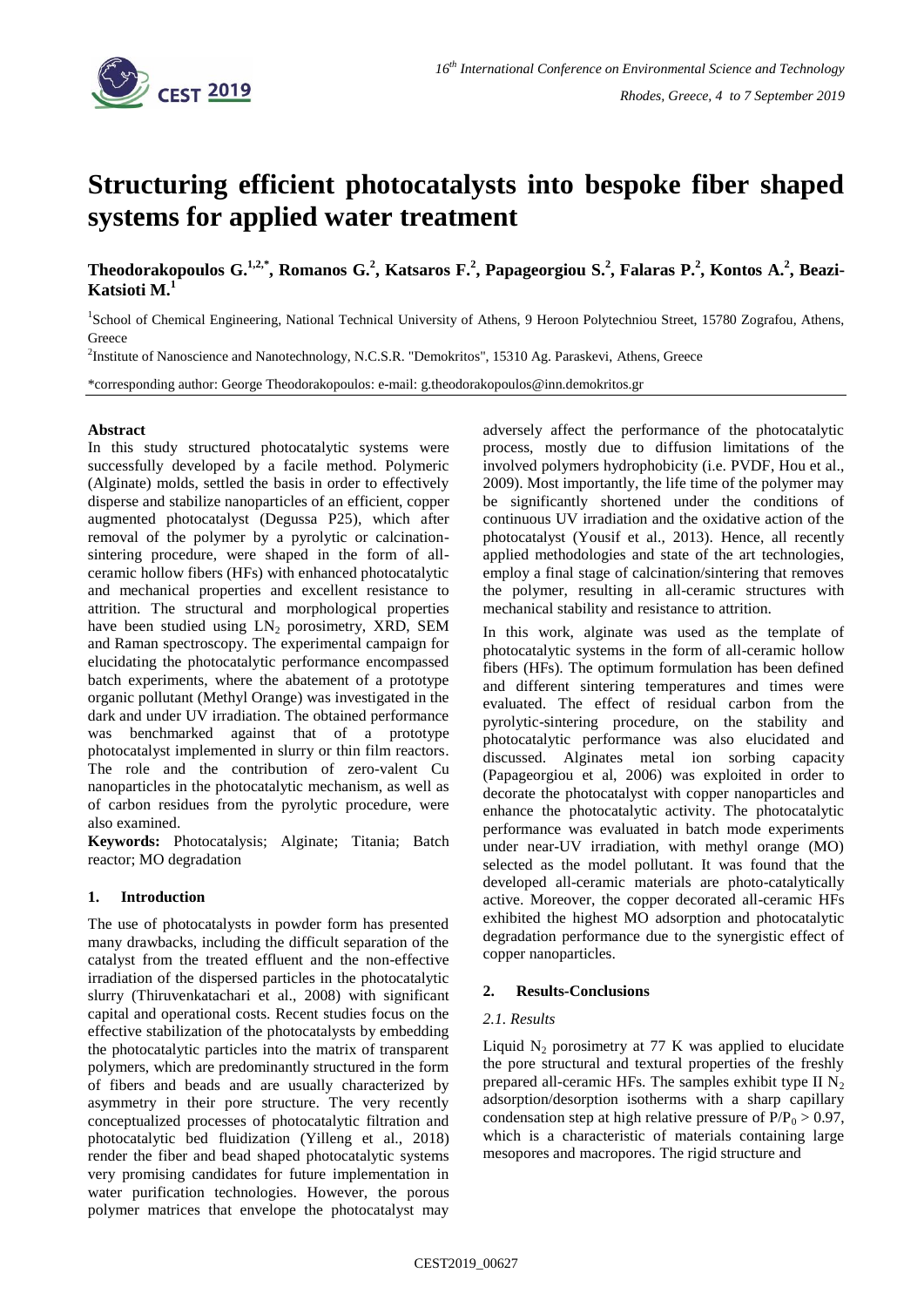# Structuring efficient photocatalysts into bespoke fiber shaped systems for applied water treatment

**Theodorakopoulos G.[1,2,*], Romanos G.[2], Katsaros F.[2], Papageorgiou S.[2], Falaras P.[2], Kontos A.[2], Beazi-Katsioti M.[1]**

[1]School of Chemical Engineering, National Technical University of Athens, 9 Heroon Polytechniou Street, 15780 Zografou, Athens, Greece

[2]Institute of Nanoscience and Nanotechnology, N.C.S.R. "Demokritos", 15310 Ag. Paraskevi, Athens, Greece

*corresponding author: George Theodorakopoulos: e-mail: g.theodorakopoulos@inn.demokritos.gr

## Abstract

In this study structured photocatalytic systems were successfully developed by a facile method. Polymeric (Alginate) molds, settled the basis in order to effectively disperse and stabilize nanoparticles of an efficient, copper augmented photocatalyst (Degussa P25), which after removal of the polymer by a pyrolytic or calcination-sintering procedure, were shaped in the form of all-ceramic hollow fibers (HFs) with enhanced photocatalytic and mechanical properties and excellent resistance to attrition. The structural and morphological properties have been studied using $LN_2$ porosimetry, XRD, SEM and Raman spectroscopy. The experimental campaign for elucidating the photocatalytic performance encompassed batch experiments, where the abatement of a prototype organic pollutant (Methyl Orange) was investigated in the dark and under UV irradiation. The obtained performance was benchmarked against that of a prototype photocatalyst implemented in slurry or thin film reactors. The role and the contribution of zero-valent Cu nanoparticles in the photocatalytic mechanism, as well as of carbon residues from the pyrolytic procedure, were also examined.

**Keywords:** Photocatalysis; Alginate; Titania; Batch reactor; MO degradation

## 1. Introduction

The use of photocatalysts in powder form has presented many drawbacks, including the difficult separation of the catalyst from the treated effluent and the non-effective irradiation of the dispersed particles in the photocatalytic slurry (Thiruvenkatachari et al., 2008) with significant capital and operational costs. Recent studies focus on the effective stabilization of the photocatalysts by embedding the photocatalytic particles into the matrix of transparent polymers, which are predominantly structured in the form of fibers and beads and are usually characterized by asymmetry in their pore structure. The very recently conceptualized processes of photocatalytic filtration and photocatalytic bed fluidization (Yilleng et al., 2018) render the fiber and bead shaped photocatalytic systems very promising candidates for future implementation in water purification technologies. However, the porous polymer matrices that envelope the photocatalyst may adversely affect the performance of the photocatalytic process, mostly due to diffusion limitations of the involved polymers hydrophobicity (i.e. PVDF, Hou et al., 2009). Most importantly, the life time of the polymer may be significantly shortened under the conditions of continuous UV irradiation and the oxidative action of the photocatalyst (Yousif et al., 2013). Hence, all recently applied methodologies and state of the art technologies, employ a final stage of calcination/sintering that removes the polymer, resulting in all-ceramic structures with mechanical stability and resistance to attrition.

In this work, alginate was used as the template of photocatalytic systems in the form of all-ceramic hollow fibers (HFs). The optimum formulation has been defined and different sintering temperatures and times were evaluated. The effect of residual carbon from the pyrolytic-sintering procedure, on the stability and photocatalytic performance was also elucidated and discussed. Alginates metal ion sorbing capacity (Papageorgiou et al, 2006) was exploited in order to decorate the photocatalyst with copper nanoparticles and enhance the photocatalytic activity. The photocatalytic performance was evaluated in batch mode experiments under near-UV irradiation, with methyl orange (MO) selected as the model pollutant. It was found that the developed all-ceramic materials are photo-catalytically active. Moreover, the copper decorated all-ceramic HFs exhibited the highest MO adsorption and photocatalytic degradation performance due to the synergistic effect of copper nanoparticles.

## 2. Results-Conclusions

### *2.1. Results*

Liquid $N_2$ porosimetry at 77 K was applied to elucidate the pore structural and textural properties of the freshly prepared all-ceramic HFs. The samples exhibit type II $N_2$ adsorption/desorption isotherms with a sharp capillary condensation step at high relative pressure of $P/P_0 > 0.97$, which is a characteristic of materials containing large mesopores and macropores. The rigid structure and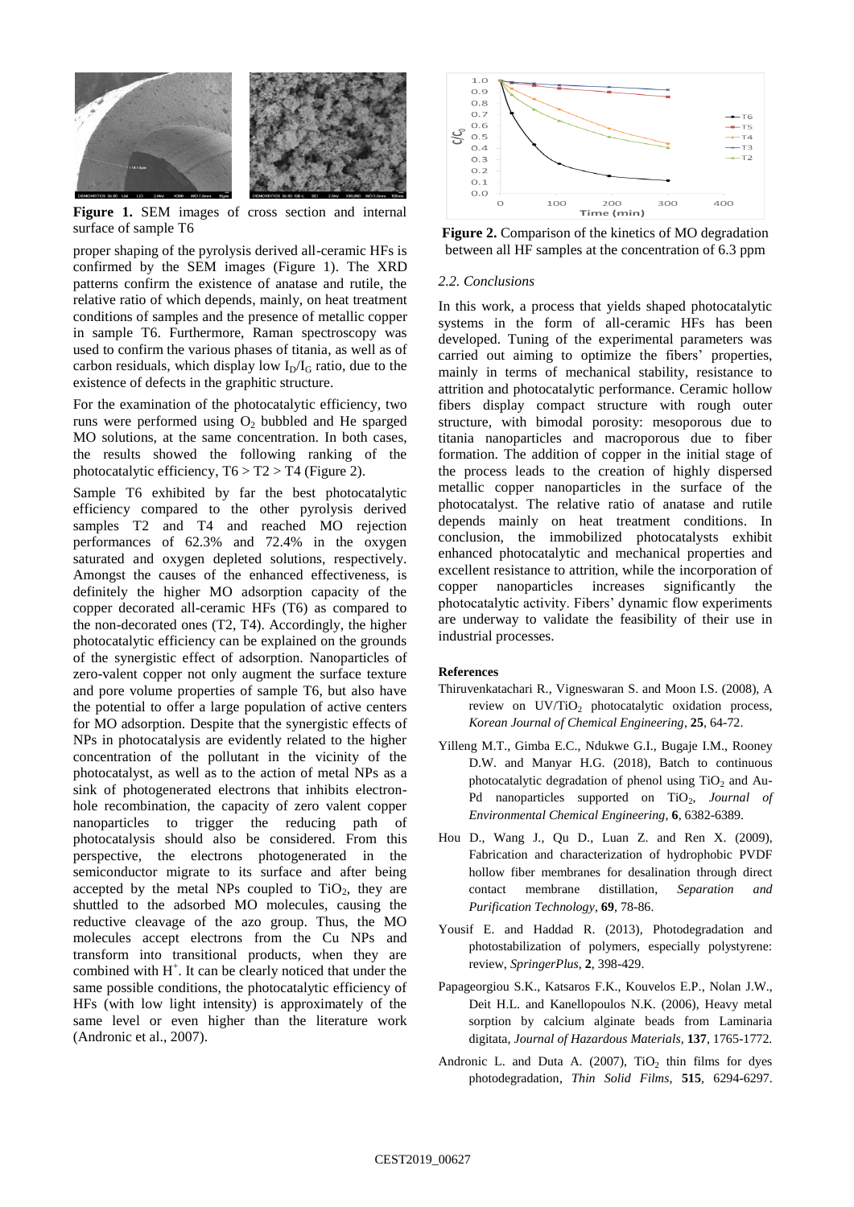Figure 1. SEM images of cross section and internal surface of sample T6

proper shaping of the pyrolysis derived all-ceramic HFs is confirmed by the SEM images (Figure 1). The XRD patterns confirm the existence of anatase and rutile, the relative ratio of which depends, mainly, on heat treatment conditions of samples and the presence of metallic copper in sample T6. Furthermore, Raman spectroscopy was used to confirm the various phases of titania, as well as of carbon residuals, which display low $I_D/I_G$ ratio, due to the existence of defects in the graphitic structure.

For the examination of the photocatalytic efficiency, two runs were performed using $O_2$ bubbled and He sparged MO solutions, at the same concentration. In both cases, the results showed the following ranking of the photocatalytic efficiency, T6 > T2 > T4 (Figure 2).

Sample T6 exhibited by far the best photocatalytic efficiency compared to the other pyrolysis derived samples T2 and T4 and reached MO rejection performances of 62.3% and 72.4% in the oxygen saturated and oxygen depleted solutions, respectively. Amongst the causes of the enhanced effectiveness, is definitely the higher MO adsorption capacity of the copper decorated all-ceramic HFs (T6) as compared to the non-decorated ones (T2, T4). Accordingly, the higher photocatalytic efficiency can be explained on the grounds of the synergistic effect of adsorption. Nanoparticles of zero-valent copper not only augment the surface texture and pore volume properties of sample T6, but also have the potential to offer a large population of active centers for MO adsorption. Despite that the synergistic effects of NPs in photocatalysis are evidently related to the higher concentration of the pollutant in the vicinity of the photocatalyst, as well as to the action of metal NPs as a sink of photogenerated electrons that inhibits electron-hole recombination, the capacity of zero valent copper nanoparticles to trigger the reducing path of photocatalysis should also be considered. From this perspective, the electrons photogenerated in the semiconductor migrate to its surface and after being accepted by the metal NPs coupled to $TiO_2$, they are shuttled to the adsorbed MO molecules, causing the reductive cleavage of the azo group. Thus, the MO molecules accept electrons from the Cu NPs and transform into transitional products, when they are combined with $H^+$. It can be clearly noticed that under the same possible conditions, the photocatalytic efficiency of HFs (with low light intensity) is approximately of the same level or even higher than the literature work (Andronic et al., 2007).

1.0
0.9
0.8
0.7
0.6
0.5
0.4
0.3
0.2
0.1
0.0
$C/C_0$
0
100
200
300
400
Time (min)
T6
T5
T4
T3
T2

**Figure 2.** Comparison of the kinetics of MO degradation between all HF samples at the concentration of 6.3 ppm

### 2.2. Conclusions

In this work, a process that yields shaped photocatalytic systems in the form of all-ceramic HFs has been developed. Tuning of the experimental parameters was carried out aiming to optimize the fibers' properties, mainly in terms of mechanical stability, resistance to attrition and photocatalytic performance. Ceramic hollow fibers display compact structure with rough outer structure, with bimodal porosity: mesoporous due to titania nanoparticles and macroporous due to fiber formation. The addition of copper in the initial stage of the process leads to the creation of highly dispersed metallic copper nanoparticles in the surface of the photocatalyst. The relative ratio of anatase and rutile depends mainly on heat treatment conditions. In conclusion, the immobilized photocatalysts exhibit enhanced photocatalytic and mechanical properties and excellent resistance to attrition, while the incorporation of copper nanoparticles increases significantly the photocatalytic activity. Fibers' dynamic flow experiments are underway to validate the feasibility of their use in industrial processes.

**References**

Thiruvenkatachari R., Vigneswaran S. and Moon I.S. (2008), A review on UV/$TiO_2$ photocatalytic oxidation process, *Korean Journal of Chemical Engineering*, **25**, 64-72.

Yilleng M.T., Gimba E.C., Ndukwe G.I., Bugaje I.M., Rooney D.W. and Manyar H.G. (2018), Batch to continuous photocatalytic degradation of phenol using $TiO_2$ and Au-Pd nanoparticles supported on $TiO_2$, *Journal of Environmental Chemical Engineering*, **6**, 6382-6389.

Hou D., Wang J., Qu D., Luan Z. and Ren X. (2009), Fabrication and characterization of hydrophobic PVDF hollow fiber membranes for desalination through direct contact membrane distillation, *Separation and Purification Technology*, **69**, 78-86.

Yousif E. and Haddad R. (2013), Photodegradation and photostabilization of polymers, especially polystyrene: review, *SpringerPlus*, **2**, 398-429.

Papageorgiou S.K., Katsaros F.K., Kouvelos E.P., Nolan J.W., Deit H.L. and Kanellopoulos N.K. (2006), Heavy metal sorption by calcium alginate beads from Laminaria digitata, *Journal of Hazardous Materials*, **137**, 1765-1772.

Andronic L. and Duta A. (2007), $TiO_2$ thin films for dyes photodegradation, *Thin Solid Films*, **515**, 6294-6297.